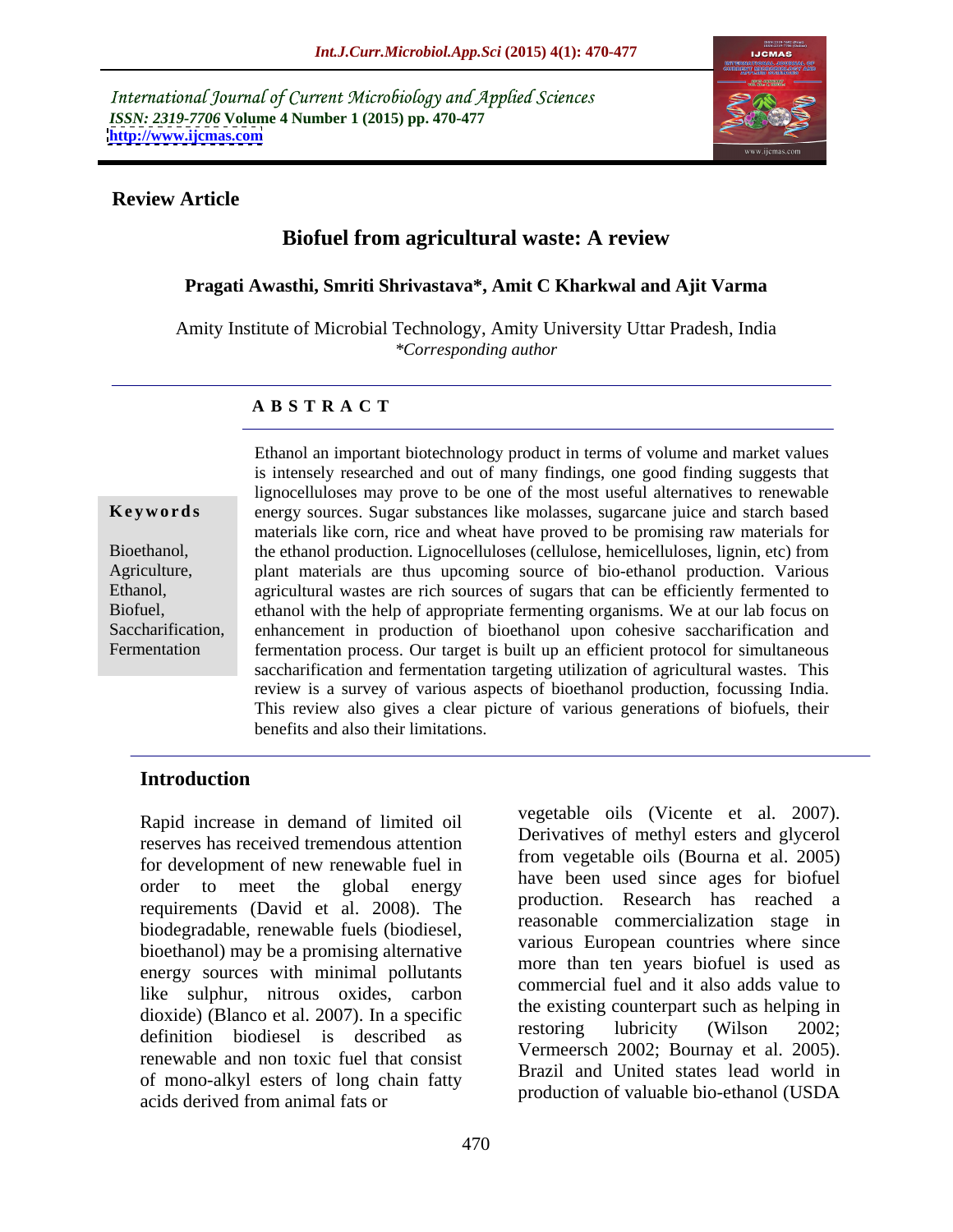International Journal of Current Microbiology and Applied Sciences
*ISSN: 2319-7706* **Volume 4 Number 1 (2015) pp. 470-477**
**http://www.ijcmas.com**

**Review Article**

# Biofuel from agricultural waste: A review

**Pragati Awasthi, Smriti Shrivastava\*, Amit C Kharkwal and Ajit Varma**

Amity Institute of Microbial Technology, Amity University Uttar Pradesh, India
*\*Corresponding author*

## A B S T R A C T

**Keywords**

Bioethanol, Agriculture, Ethanol, Biofuel, Saccharification, Fermentation

Ethanol an important biotechnology product in terms of volume and market values is intensely researched and out of many findings, one good finding suggests that lignocelluloses may prove to be one of the most useful alternatives to renewable energy sources. Sugar substances like molasses, sugarcane juice and starch based materials like corn, rice and wheat have proved to be promising raw materials for the ethanol production. Lignocelluloses (cellulose, hemicelluloses, lignin, etc) from plant materials are thus upcoming source of bio-ethanol production. Various agricultural wastes are rich sources of sugars that can be efficiently fermented to ethanol with the help of appropriate fermenting organisms. We at our lab focus on enhancement in production of bioethanol upon cohesive saccharification and fermentation process. Our target is built up an efficient protocol for simultaneous saccharification and fermentation targeting utilization of agricultural wastes. This review is a survey of various aspects of bioethanol production, focussing India. This review also gives a clear picture of various generations of biofuels, their benefits and also their limitations.

## Introduction

Rapid increase in demand of limited oil reserves has received tremendous attention for development of new renewable fuel in order to meet the global energy requirements (David et al. 2008). The biodegradable, renewable fuels (biodiesel, bioethanol) may be a promising alternative energy sources with minimal pollutants like sulphur, nitrous oxides, carbon dioxide) (Blanco et al. 2007). In a specific definition biodiesel is described as renewable and non toxic fuel that consist of mono-alkyl esters of long chain fatty acids derived from animal fats or vegetable oils (Vicente et al. 2007). Derivatives of methyl esters and glycerol from vegetable oils (Bourna et al. 2005) have been used since ages for biofuel production. Research has reached a reasonable commercialization stage in various European countries where since more than ten years biofuel is used as commercial fuel and it also adds value to the existing counterpart such as helping in restoring lubricity (Wilson 2002; Vermeersch 2002; Bournay et al. 2005). Brazil and United states lead world in production of valuable bio-ethanol (USDA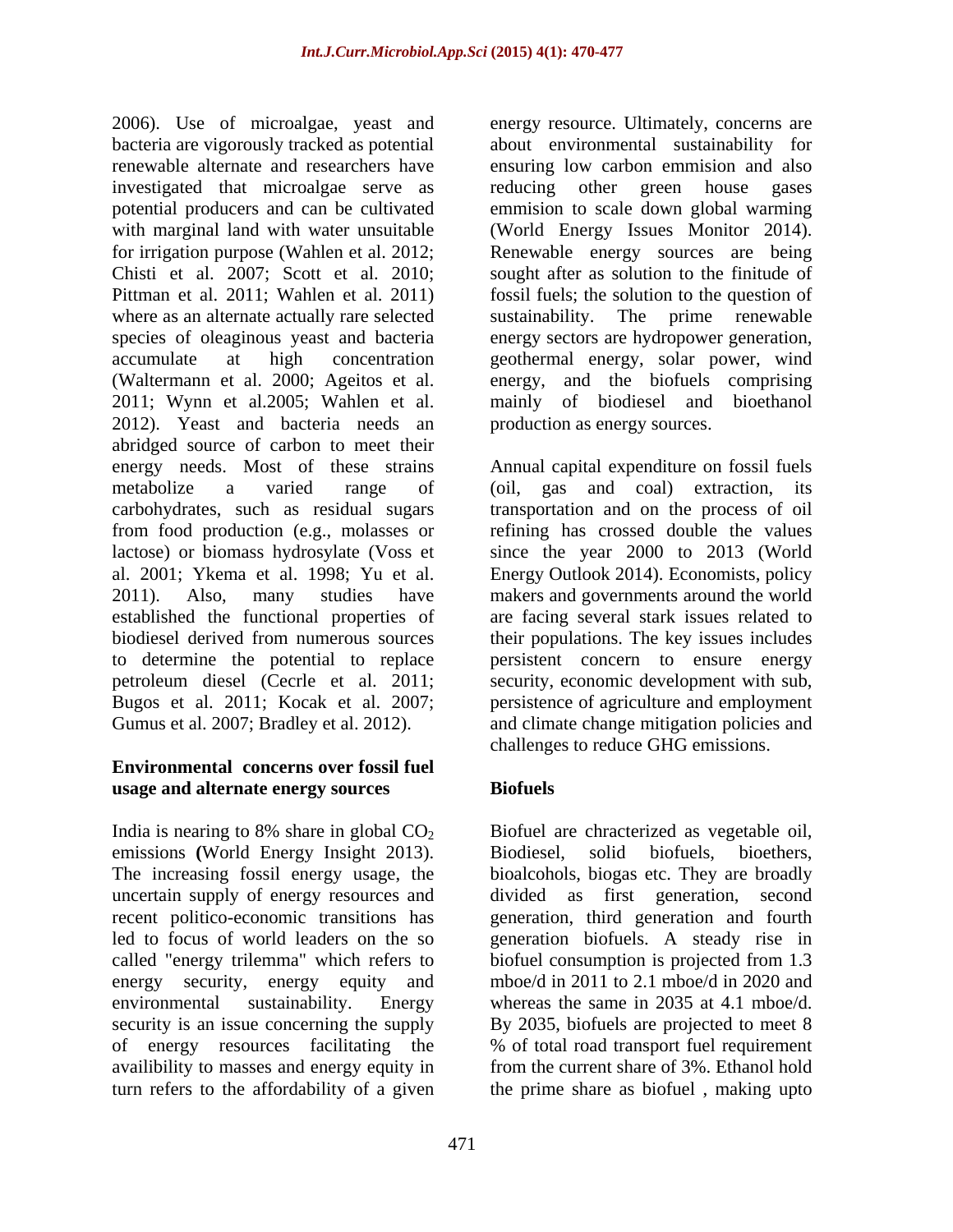2006). Use of microalgae, yeast and bacteria are vigorously tracked as potential renewable alternate and researchers have investigated that microalgae serve as potential producers and can be cultivated with marginal land with water unsuitable for irrigation purpose (Wahlen et al. 2012; Chisti et al. 2007; Scott et al. 2010; Pittman et al. 2011; Wahlen et al. 2011) where as an alternate actually rare selected species of oleaginous yeast and bacteria accumulate at high concentration (Waltermann et al. 2000; Ageitos et al. 2011; Wynn et al.2005; Wahlen et al. 2012). Yeast and bacteria needs an abridged source of carbon to meet their energy needs. Most of these strains metabolize a varied range of carbohydrates, such as residual sugars from food production (e.g., molasses or lactose) or biomass hydrosylate (Voss et al. 2001; Ykema et al. 1998; Yu et al. 2011). Also, many studies have established the functional properties of biodiesel derived from numerous sources to determine the potential to replace petroleum diesel (Cecrle et al. 2011; Bugos et al. 2011; Kocak et al. 2007; Gumus et al. 2007; Bradley et al. 2012).

## Environmental concerns over fossil fuel usage and alternate energy sources

India is nearing to 8% share in global $CO_2$ emissions **(**World Energy Insight 2013). The increasing fossil energy usage, the uncertain supply of energy resources and recent politico-economic transitions has led to focus of world leaders on the so called "energy trilemma" which refers to energy security, energy equity and environmental sustainability. Energy security is an issue concerning the supply of energy resources facilitating the availibility to masses and energy equity in turn refers to the affordability of a given energy resource. Ultimately, concerns are about environmental sustainability for ensuring low carbon emmision and also reducing other green house gases emmision to scale down global warming (World Energy Issues Monitor 2014). Renewable energy sources are being sought after as solution to the finitude of fossil fuels; the solution to the question of sustainability. The prime renewable energy sectors are hydropower generation, geothermal energy, solar power, wind energy, and the biofuels comprising mainly of biodiesel and bioethanol production as energy sources.

Annual capital expenditure on fossil fuels (oil, gas and coal) extraction, its transportation and on the process of oil refining has crossed double the values since the year 2000 to 2013 (World Energy Outlook 2014). Economists, policy makers and governments around the world are facing several stark issues related to their populations. The key issues includes persistent concern to ensure energy security, economic development with sub, persistence of agriculture and employment and climate change mitigation policies and challenges to reduce GHG emissions.

## Biofuels

Biofuel are chracterized as vegetable oil, Biodiesel, solid biofuels, bioethers, bioalcohols, biogas etc. They are broadly divided as first generation, second generation, third generation and fourth generation biofuels. A steady rise in biofuel consumption is projected from 1.3 mboe/d in 2011 to 2.1 mboe/d in 2020 and whereas the same in 2035 at 4.1 mboe/d. By 2035, biofuels are projected to meet 8 % of total road transport fuel requirement from the current share of 3%. Ethanol hold the prime share as biofuel , making upto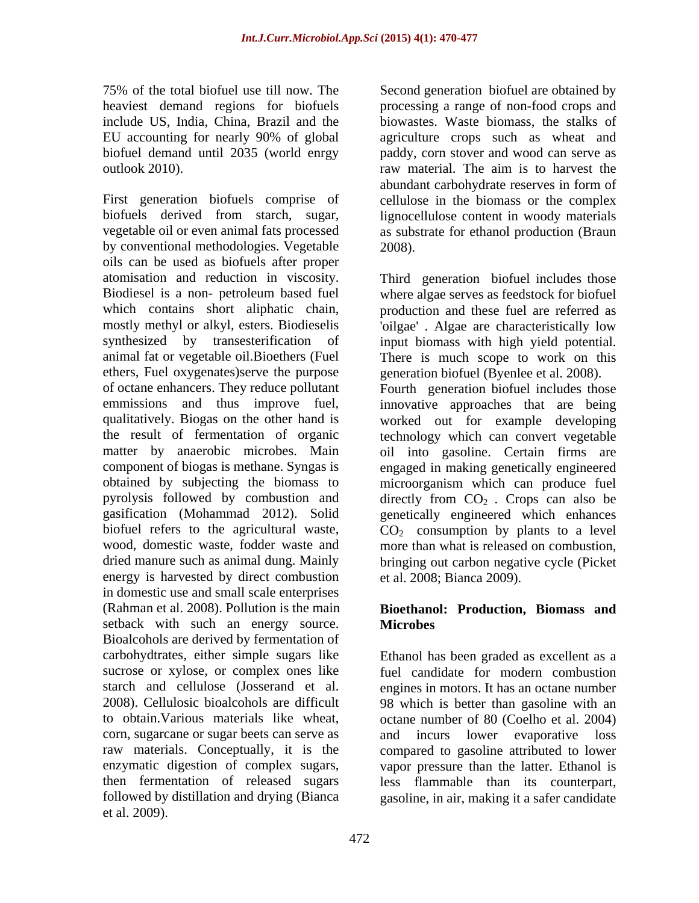75% of the total biofuel use till now. The heaviest demand regions for biofuels include US, India, China, Brazil and the EU accounting for nearly 90% of global biofuel demand until 2035 (world enrgy outlook 2010).

First generation biofuels comprise of biofuels derived from starch, sugar, vegetable oil or even animal fats processed by conventional methodologies. Vegetable oils can be used as biofuels after proper atomisation and reduction in viscosity. Biodiesel is a non- petroleum based fuel which contains short aliphatic chain, mostly methyl or alkyl, esters. Biodieselis synthesized by transesterification of animal fat or vegetable oil.Bioethers (Fuel ethers, Fuel oxygenates)serve the purpose of octane enhancers. They reduce pollutant emmissions and thus improve fuel, qualitatively. Biogas on the other hand is the result of fermentation of organic matter by anaerobic microbes. Main component of biogas is methane. Syngas is obtained by subjecting the biomass to pyrolysis followed by combustion and gasification (Mohammad 2012). Solid biofuel refers to the agricultural waste, wood, domestic waste, fodder waste and dried manure such as animal dung. Mainly energy is harvested by direct combustion in domestic use and small scale enterprises (Rahman et al. 2008). Pollution is the main setback with such an energy source. Bioalcohols are derived by fermentation of carbohydtrates, either simple sugars like sucrose or xylose, or complex ones like starch and cellulose (Josserand et al. 2008). Cellulosic bioalcohols are difficult to obtain.Various materials like wheat, corn, sugarcane or sugar beets can serve as raw materials. Conceptually, it is the enzymatic digestion of complex sugars, then fermentation of released sugars followed by distillation and drying (Bianca et al. 2009).

Second generation biofuel are obtained by processing a range of non-food crops and biowastes. Waste biomass, the stalks of agriculture crops such as wheat and paddy, corn stover and wood can serve as raw material. The aim is to harvest the abundant carbohydrate reserves in form of cellulose in the biomass or the complex lignocellulose content in woody materials as substrate for ethanol production (Braun 2008).

Third generation biofuel includes those where algae serves as feedstock for biofuel production and these fuel are referred as 'oilgae' . Algae are characteristically low input biomass with high yield potential. There is much scope to work on this generation biofuel (Byenlee et al. 2008). Fourth generation biofuel includes those innovative approaches that are being worked out for example developing technology which can convert vegetable oil into gasoline. Certain firms are engaged in making genetically engineered microorganism which can produce fuel directly from $CO_2$ . Crops can also be genetically engineered which enhances $CO_2$ consumption by plants to a level more than what is released on combustion, bringing out carbon negative cycle (Picket et al. 2008; Bianca 2009).

## Bioethanol: Production, Biomass and Microbes

Ethanol has been graded as excellent as a fuel candidate for modern combustion engines in motors. It has an octane number 98 which is better than gasoline with an octane number of 80 (Coelho et al. 2004) and incurs lower evaporative loss compared to gasoline attributed to lower vapor pressure than the latter. Ethanol is less flammable than its counterpart, gasoline, in air, making it a safer candidate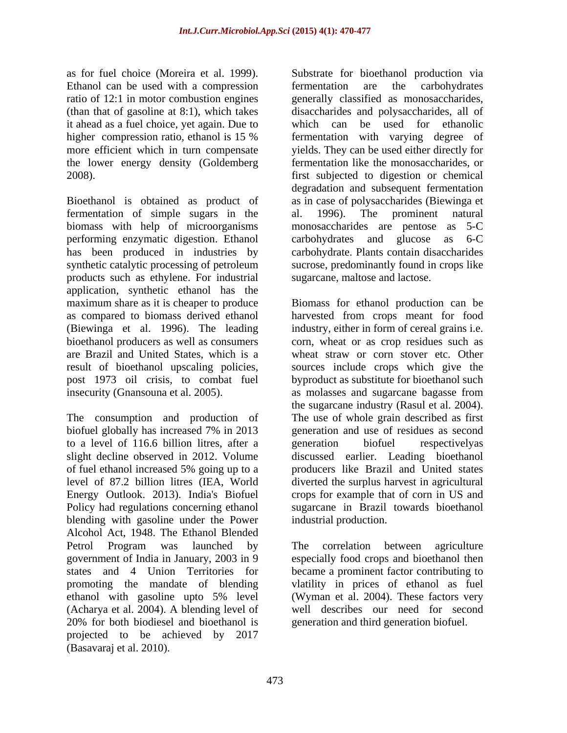as for fuel choice (Moreira et al. 1999). Ethanol can be used with a compression ratio of 12:1 in motor combustion engines (than that of gasoline at 8:1), which takes it ahead as a fuel choice, yet again. Due to higher compression ratio, ethanol is 15 % more efficient which in turn compensate the lower energy density (Goldemberg 2008).

Bioethanol is obtained as product of fermentation of simple sugars in the biomass with help of microorganisms performing enzymatic digestion. Ethanol has been produced in industries by synthetic catalytic processing of petroleum products such as ethylene. For industrial application, synthetic ethanol has the maximum share as it is cheaper to produce as compared to biomass derived ethanol (Biewinga et al. 1996). The leading bioethanol producers as well as consumers are Brazil and United States, which is a result of bioethanol upscaling policies, post 1973 oil crisis, to combat fuel insecurity (Gnansouna et al. 2005).

The consumption and production of biofuel globally has increased 7% in 2013 to a level of 116.6 billion litres, after a slight decline observed in 2012. Volume of fuel ethanol increased 5% going up to a level of 87.2 billion litres (IEA, World Energy Outlook. 2013). India's Biofuel Policy had regulations concerning ethanol blending with gasoline under the Power Alcohol Act, 1948. The Ethanol Blended Petrol Program was launched by government of India in January, 2003 in 9 states and 4 Union Territories for promoting the mandate of blending ethanol with gasoline upto 5% level (Acharya et al. 2004). A blending level of 20% for both biodiesel and bioethanol is projected to be achieved by 2017 (Basavaraj et al. 2010).

Substrate for bioethanol production via fermentation are the carbohydrates generally classified as monosaccharides, disaccharides and polysaccharides, all of which can be used for ethanolic fermentation with varying degree of yields. They can be used either directly for fermentation like the monosaccharides, or first subjected to digestion or chemical degradation and subsequent fermentation as in case of polysaccharides (Biewinga et al. 1996). The prominent natural monosaccharides are pentose as 5-C carbohydrates and glucose as 6-C carbohydrate. Plants contain disaccharides sucrose, predominantly found in crops like sugarcane, maltose and lactose.

Biomass for ethanol production can be harvested from crops meant for food industry, either in form of cereal grains i.e. corn, wheat or as crop residues such as wheat straw or corn stover etc. Other sources include crops which give the byproduct as substitute for bioethanol such as molasses and sugarcane bagasse from the sugarcane industry (Rasul et al. 2004). The use of whole grain described as first generation and use of residues as second generation biofuel respectivelyas discussed earlier. Leading bioethanol producers like Brazil and United states diverted the surplus harvest in agricultural crops for example that of corn in US and sugarcane in Brazil towards bioethanol industrial production.

The correlation between agriculture especially food crops and bioethanol then became a prominent factor contributing to vlatility in prices of ethanol as fuel (Wyman et al. 2004). These factors very well describes our need for second generation and third generation biofuel.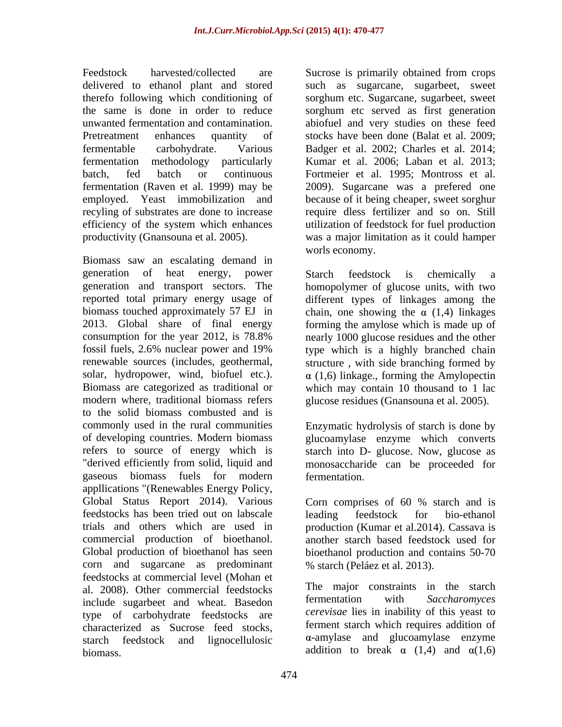Feedstock harvested/collected are delivered to ethanol plant and stored therefo following which conditioning of the same is done in order to reduce unwanted fermentation and contamination. Pretreatment enhances quantity of fermentable carbohydrate. Various fermentation methodology particularly batch, fed batch or continuous fermentation (Raven et al. 1999) may be employed. Yeast immobilization and recyling of substrates are done to increase efficiency of the system which enhances productivity (Gnansouna et al. 2005).

Biomass saw an escalating demand in generation of heat energy, power generation and transport sectors. The reported total primary energy usage of biomass touched approximately 57 EJ in 2013. Global share of final energy consumption for the year 2012, is 78.8% fossil fuels, 2.6% nuclear power and 19% renewable sources (includes, geothermal, solar, hydropower, wind, biofuel etc.). Biomass are categorized as traditional or modern where, traditional biomass refers to the solid biomass combusted and is commonly used in the rural communities of developing countries. Modern biomass refers to source of energy which is "derived efficiently from solid, liquid and gaseous biomass fuels for modern appllications "(Renewables Energy Policy, Global Status Report 2014). Various feedstocks has been tried out on labscale trials and others which are used in commercial production of bioethanol. Global production of bioethanol has seen corn and sugarcane as predominant feedstocks at commercial level (Mohan et al. 2008). Other commercial feedstocks include sugarbeet and wheat. Basedon type of carbohydrate feedstocks are characterized as Sucrose feed stocks, starch feedstock and lignocellulosic biomass.

Sucrose is primarily obtained from crops such as sugarcane, sugarbeet, sweet sorghum etc. Sugarcane, sugarbeet, sweet sorghum etc served as first generation abiofuel and very studies on these feed stocks have been done (Balat et al. 2009; Badger et al. 2002; Charles et al. 2014; Kumar et al. 2006; Laban et al. 2013; Fortmeier et al. 1995; Montross et al. 2009). Sugarcane was a prefered one because of it being cheaper, sweet sorghur require dless fertilizer and so on. Still utilization of feedstock for fuel production was a major limitation as it could hamper worls economy.

Starch feedstock is chemically a homopolymer of glucose units, with two different types of linkages among the chain, one showing the α (1,4) linkages forming the amylose which is made up of nearly 1000 glucose residues and the other type which is a highly branched chain structure , with side branching formed by α (1,6) linkage., forming the Amylopectin which may contain 10 thousand to 1 lac glucose residues (Gnansouna et al. 2005).

Enzymatic hydrolysis of starch is done by glucoamylase enzyme which converts starch into D- glucose. Now, glucose as monosaccharide can be proceeded for fermentation.

Corn comprises of 60 % starch and is leading feedstock for bio-ethanol production (Kumar et al.2014). Cassava is another starch based feedstock used for bioethanol production and contains 50-70 % starch (Peláez et al. 2013).

The major constraints in the starch fermentation with *Saccharomyces cerevisae* lies in inability of this yeast to ferment starch which requires addition of α-amylase and glucoamylase enzyme addition to break α (1,4) and α(1,6)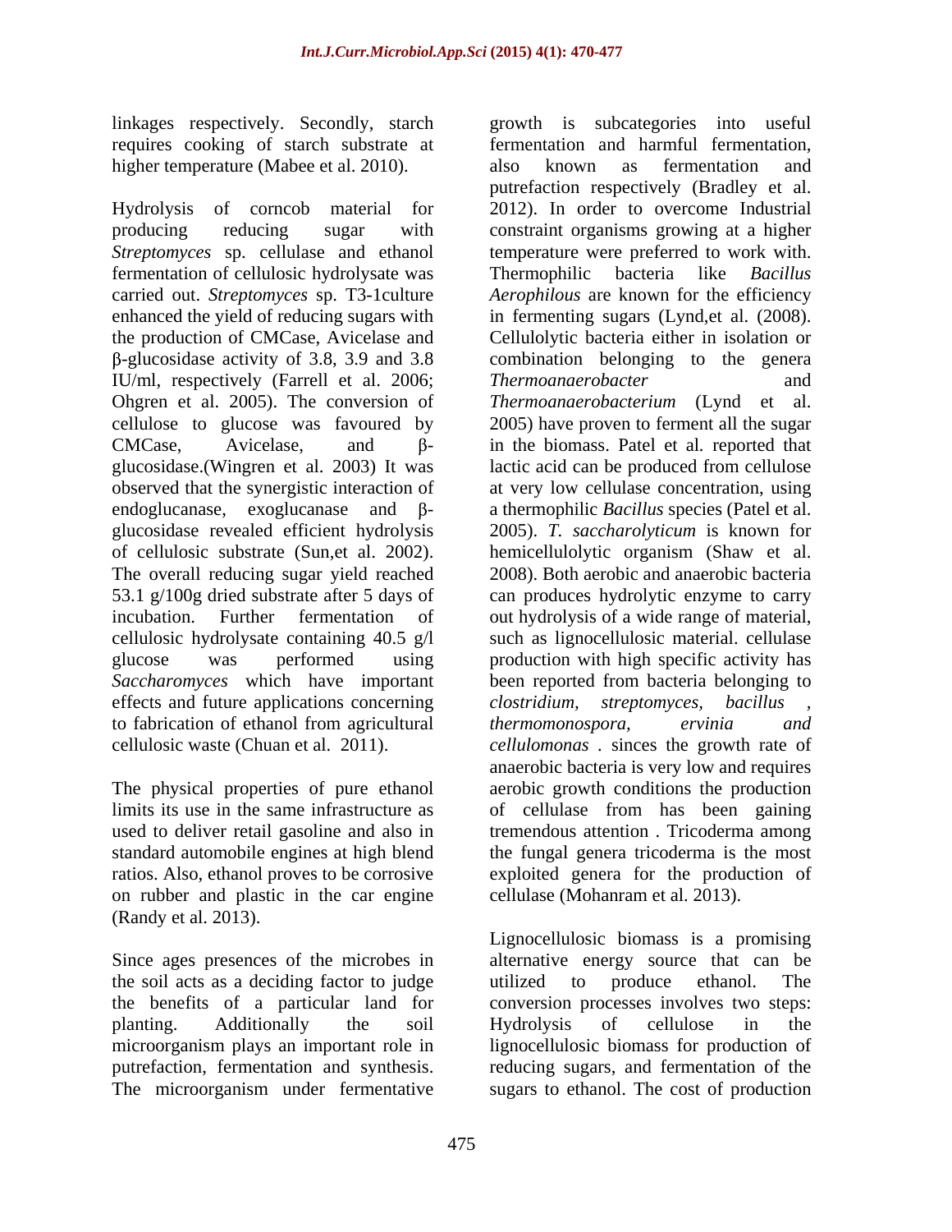linkages respectively. Secondly, starch requires cooking of starch substrate at higher temperature (Mabee et al. 2010).

Hydrolysis of corncob material for producing reducing sugar with *Streptomyces* sp. cellulase and ethanol fermentation of cellulosic hydrolysate was carried out. *Streptomyces* sp. T3-1culture enhanced the yield of reducing sugars with the production of CMCase, Avicelase and β-glucosidase activity of 3.8, 3.9 and 3.8 IU/ml, respectively (Farrell et al. 2006; Ohgren et al. 2005). The conversion of cellulose to glucose was favoured by CMCase, Avicelase, and β-glucosidase.(Wingren et al. 2003) It was observed that the synergistic interaction of endoglucanase, exoglucanase and β-glucosidase revealed efficient hydrolysis of cellulosic substrate (Sun,et al. 2002). The overall reducing sugar yield reached 53.1 g/100g dried substrate after 5 days of incubation. Further fermentation of cellulosic hydrolysate containing 40.5 g/l glucose was performed using *Saccharomyces* which have important effects and future applications concerning to fabrication of ethanol from agricultural cellulosic waste (Chuan et al. 2011).

The physical properties of pure ethanol limits its use in the same infrastructure as used to deliver retail gasoline and also in standard automobile engines at high blend ratios. Also, ethanol proves to be corrosive on rubber and plastic in the car engine (Randy et al. 2013).

Since ages presences of the microbes in the soil acts as a deciding factor to judge the benefits of a particular land for planting. Additionally the soil microorganism plays an important role in putrefaction, fermentation and synthesis. The microorganism under fermentative growth is subcategories into useful fermentation and harmful fermentation, also known as fermentation and putrefaction respectively (Bradley et al. 2012). In order to overcome Industrial constraint organisms growing at a higher temperature were preferred to work with. Thermophilic bacteria like *Bacillus Aerophilous* are known for the efficiency in fermenting sugars (Lynd,et al. (2008). Cellulolytic bacteria either in isolation or combination belonging to the genera *Thermoanaerobacter* and *Thermoanaerobacterium* (Lynd et al. 2005) have proven to ferment all the sugar in the biomass. Patel et al. reported that lactic acid can be produced from cellulose at very low cellulase concentration, using a thermophilic *Bacillus* species (Patel et al. 2005). *T. saccharolyticum* is known for hemicellulolytic organism (Shaw et al. 2008). Both aerobic and anaerobic bacteria can produces hydrolytic enzyme to carry out hydrolysis of a wide range of material, such as lignocellulosic material. cellulase production with high specific activity has been reported from bacteria belonging to *clostridium, streptomyces, bacillus , thermomonospora, ervinia and cellulomonas* . sinces the growth rate of anaerobic bacteria is very low and requires aerobic growth conditions the production of cellulase from has been gaining tremendous attention . Tricoderma among the fungal genera tricoderma is the most exploited genera for the production of cellulase (Mohanram et al. 2013).

Lignocellulosic biomass is a promising alternative energy source that can be utilized to produce ethanol. The conversion processes involves two steps: Hydrolysis of cellulose in the lignocellulosic biomass for production of reducing sugars, and fermentation of the sugars to ethanol. The cost of production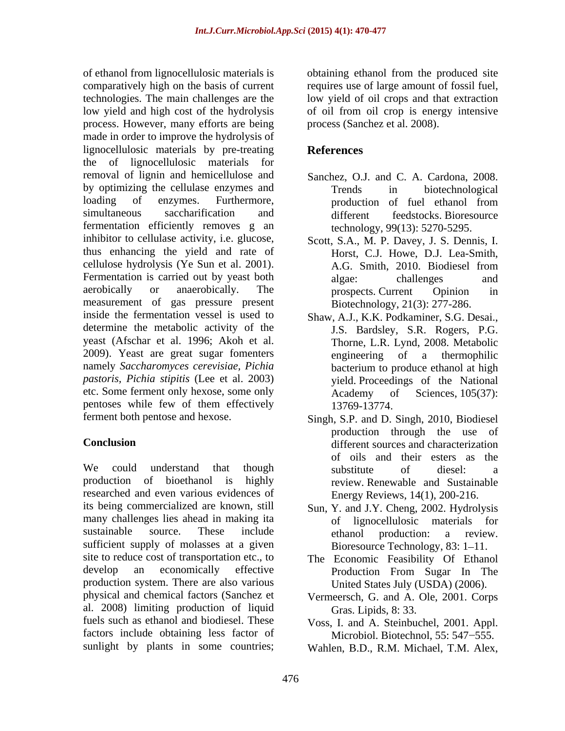of ethanol from lignocellulosic materials is comparatively high on the basis of current technologies. The main challenges are the low yield and high cost of the hydrolysis process. However, many efforts are being made in order to improve the hydrolysis of lignocellulosic materials by pre-treating the of lignocellulosic materials for removal of lignin and hemicellulose and by optimizing the cellulase enzymes and loading of enzymes. Furthermore, simultaneous saccharification and fermentation efficiently removes g an inhibitor to cellulase activity, i.e. glucose, thus enhancing the yield and rate of cellulose hydrolysis (Ye Sun et al. 2001). Fermentation is carried out by yeast both aerobically or anaerobically. The measurement of gas pressure present inside the fermentation vessel is used to determine the metabolic activity of the yeast (Afschar et al. 1996; Akoh et al. 2009). Yeast are great sugar fomenters namely *Saccharomyces cerevisiae, Pichia pastoris, Pichia stipitis* (Lee et al. 2003) etc. Some ferment only hexose, some only pentoses while few of them effectively ferment both pentose and hexose.

## Conclusion

We could understand that though production of bioethanol is highly researched and even various evidences of its being commercialized are known, still many challenges lies ahead in making ita sustainable source. These include sufficient supply of molasses at a given site to reduce cost of transportation etc., to develop an economically effective production system. There are also various physical and chemical factors (Sanchez et al. 2008) limiting production of liquid fuels such as ethanol and biodiesel. These factors include obtaining less factor of sunlight by plants in some countries; obtaining ethanol from the produced site requires use of large amount of fossil fuel, low yield of oil crops and that extraction of oil from oil crop is energy intensive process (Sanchez et al. 2008).

## References

Sanchez, O.J. and C. A. Cardona, 2008. Trends in biotechnological production of fuel ethanol from different feedstocks. Bioresource technology, 99(13): 5270-5295.

Scott, S.A., M. P. Davey, J. S. Dennis, I. Horst, C.J. Howe, D.J. Lea-Smith, A.G. Smith, 2010. Biodiesel from algae: challenges and prospects. Current Opinion in Biotechnology, 21(3): 277-286.

Shaw, A.J., K.K. Podkaminer, S.G. Desai., J.S. Bardsley, S.R. Rogers, P.G. Thorne, L.R. Lynd, 2008. Metabolic engineering of a thermophilic bacterium to produce ethanol at high yield. Proceedings of the National Academy of Sciences, 105(37): 13769-13774.

Singh, S.P. and D. Singh, 2010, Biodiesel production through the use of different sources and characterization of oils and their esters as the substitute of diesel: a review. Renewable and Sustainable Energy Reviews, 14(1), 200-216.

Sun, Y. and J.Y. Cheng, 2002. Hydrolysis of lignocellulosic materials for ethanol production: a review. Bioresource Technology, 83: 1–11.

The Economic Feasibility Of Ethanol Production From Sugar In The United States July (USDA) (2006).

Vermeersch, G. and A. Ole, 2001. Corps Gras. Lipids, 8: 33.

Voss, I. and A. Steinbuchel, 2001. Appl. Microbiol. Biotechnol, 55: 547−555.

Wahlen, B.D., R.M. Michael, T.M. Alex,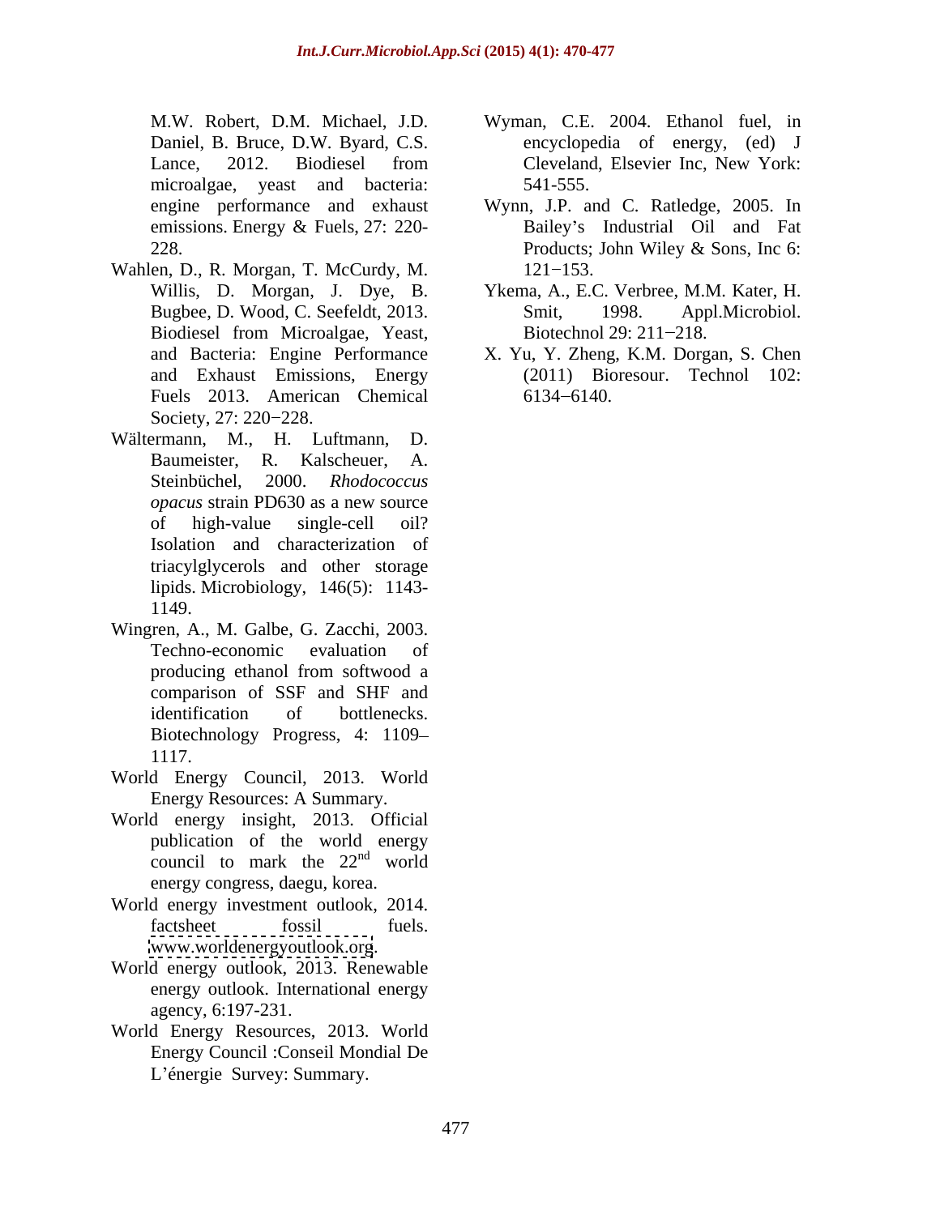M.W. Robert, D.M. Michael, J.D. Daniel, B. Bruce, D.W. Byard, C.S. Lance, 2012. Biodiesel from microalgae, yeast and bacteria: engine performance and exhaust emissions. Energy & Fuels, 27: 220-228.

Wahlen, D., R. Morgan, T. McCurdy, M. Willis, D. Morgan, J. Dye, B. Bugbee, D. Wood, C. Seefeldt, 2013. Biodiesel from Microalgae, Yeast, and Bacteria: Engine Performance and Exhaust Emissions, Energy Fuels 2013. American Chemical Society, 27: 220−228.

Wältermann, M., H. Luftmann, D. Baumeister, R. Kalscheuer, A. Steinbüchel, 2000. *Rhodococcus opacus* strain PD630 as a new source of high-value single-cell oil? Isolation and characterization of triacylglycerols and other storage lipids. Microbiology, 146(5): 1143-1149.

Wingren, A., M. Galbe, G. Zacchi, 2003. Techno-economic evaluation of producing ethanol from softwood a comparison of SSF and SHF and identification of bottlenecks. Biotechnology Progress, 4: 1109–1117.

World Energy Council, 2013. World Energy Resources: A Summary.

World energy insight, 2013. Official publication of the world energy council to mark the 22nd world energy congress, daegu, korea.

World energy investment outlook, 2014. factsheet fossil fuels. www.worldenergyoutlook.org.

World energy outlook, 2013. Renewable energy outlook. International energy agency, 6:197-231.

World Energy Resources, 2013. World Energy Council :Conseil Mondial De L'énergie Survey: Summary.

Wyman, C.E. 2004. Ethanol fuel, in encyclopedia of energy, (ed) J Cleveland, Elsevier Inc, New York: 541-555.

Wynn, J.P. and C. Ratledge, 2005. In Bailey's Industrial Oil and Fat Products; John Wiley & Sons, Inc 6: 121−153.

Ykema, A., E.C. Verbree, M.M. Kater, H. Smit, 1998. Appl.Microbiol. Biotechnol 29: 211−218.

X. Yu, Y. Zheng, K.M. Dorgan, S. Chen (2011) Bioresour. Technol 102: 6134−6140.